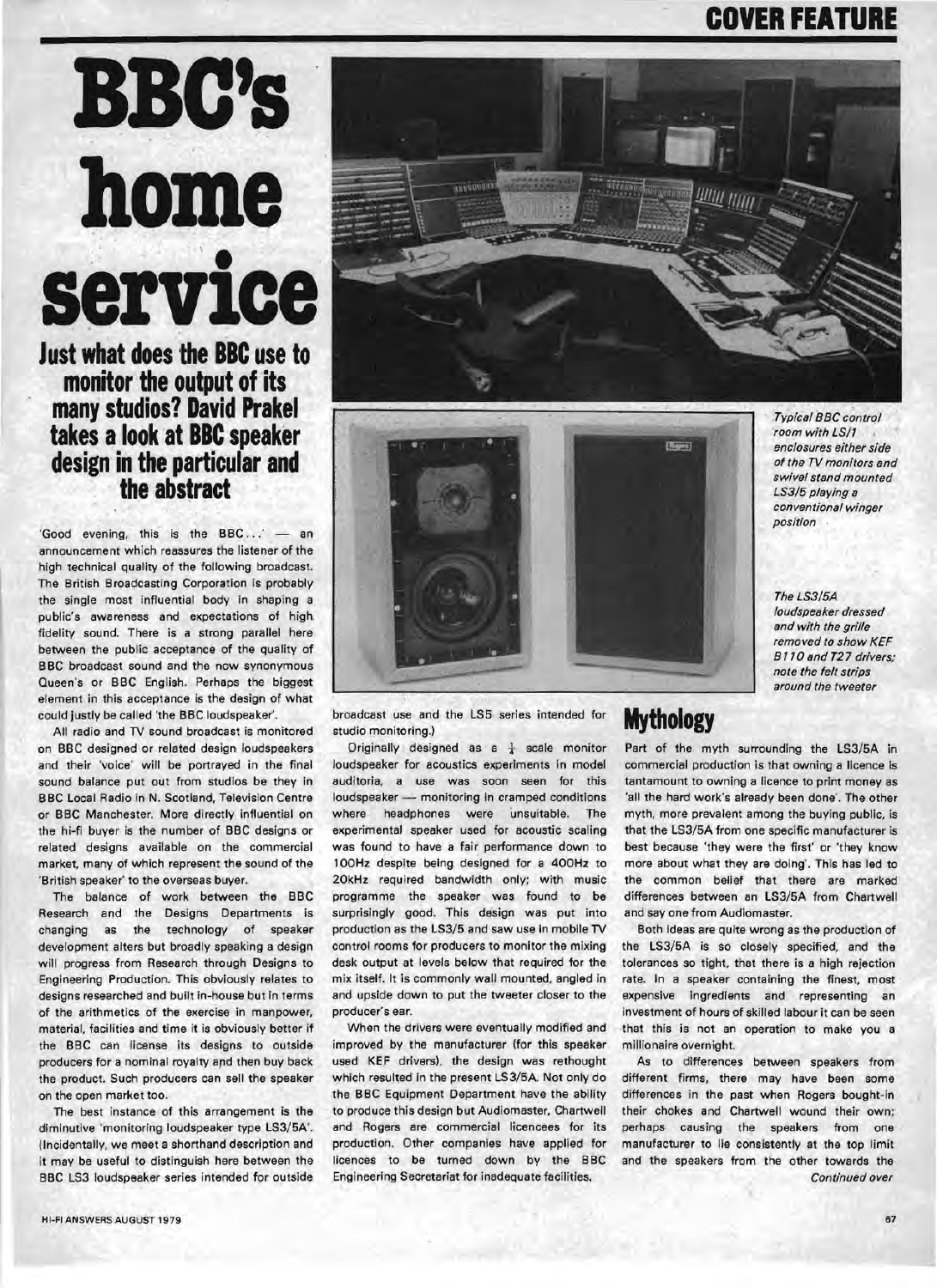# BBC's home service

## Just what does the BBC use to monitor the output of its many studios? David Prakel takes a look at BBC speaker design in the particular and the abstract

'Good evening, this is the BBC...' — an announcement which reassures the listener of the high technical quality of the following broadcast. The British Broadcasting Corporation is probably the single most influential body in shaping a public's awareness and expectations of high fidelity sound. There is a strong parallel here between the public acceptance of the quality of BBC broadcast sound and the now synonymous Queen's or BBC English. Perhaps the biggest element in this acceptance is the design of what could justly be called 'the BBC loudspeaker'.

All radio and TV sound broadcast is monitored on BBC designed or related design loudspeakers and their 'voice' will be portrayed in the final sound balance put out from studios be they in BBC Local Radio in N. Scotland, Television Centre or BBC Manchester. More directly influential on the hi-fi buyer is the number of BBC designs or related designs available on the commercial market, many of which represent the sound of the 'British speaker' to the overseas buyer.

The balance of work between the BBC Research and the Designs Departments is changing as the technology of speaker development alters but broadly speaking a design will progress from Research through Designs to Engineering Production. This obviously relates to designs researched and built in-house but in terms of the arithmetics of the exercise in manpower, material, facilities and time it is obviously better if the BBC can license its designs to outside producers for a nominal royalty and then buy back the product. Such producers can sell the speaker on the open market too.

The best instance of this arrangement is the diminutive 'monitoring loudspeaker type LS3/5A'. (Incidentally, we meet a shorthand description and it may be useful to distinguish here between the BBC LS3 loudspeaker series intended for outside broadcast use and the LS5 series intended for studio monitoring.)

Originally designed as a ⅛ scale monitor loudspeaker for acoustics experiments in model auditoria, a use was soon seen for this loudspeaker — monitoring in cramped conditions where headphones were unsuitable. The experimental speaker used for acoustic scaling was found to have a fair performance down to 100Hz despite being designed for a 400Hz to 20kHz required bandwidth only; with music programme the speaker was found to be surprisingly good. This design was put into production as the LS3/5 and saw use in mobile TV control rooms for producers to monitor the mixing desk output at levels below that required for the mix itself. It is commonly wall mounted, angled in and upside down to put the tweeter closer to the producer's ear.

When the drivers were eventually modified and improved by the manufacturer (for this speaker used KEF drivers), the design was rethought which resulted in the present LS3/5A. Not only do the BBC Equipment Department have the ability to produce this design but Audiomaster, Chartwell and Rogers are commercial licencees for its production. Other companies have applied for licences to be turned down by the BBC Engineering Secretariat for inadequate facilities.

*Typical BBC control room with LS/1 enclosures either side of the TV monitors and swivel stand mounted LS3/5 playing a conventional winger position*

*The LS3/5A loudspeaker dressed and with the grille removed to show KEF B110 and T27 drivers; note the felt strips around the tweeter*

## Mythology

Part of the myth surrounding the LS3/5A in commercial production is that owning a licence is tantamount to owning a licence to print money as 'all the hard work's already been done'. The other myth, more prevalent among the buying public, is that the LS3/5A from one specific manufacturer is best because 'they were the first' or 'they know more about what they are doing'. This has led to the common belief that there are marked differences between an LS3/5A from Chartwell and say one from Audiomaster.

Both ideas are quite wrong as the production of the LS3/5A is so closely specified, and the tolerances so tight, that there is a high rejection rate. In a speaker containing the finest, most expensive ingredients and representing an investment of hours of skilled labour it can be seen that this is not an operation to make you a millionaire overnight.

As to differences between speakers from different firms, there may have been some differences in the past when Rogers bought-in their chokes and Chartwell wound their own; perhaps causing the speakers from one manufacturer to lie consistently at the top limit and the speakers from the other towards the

*Continued over*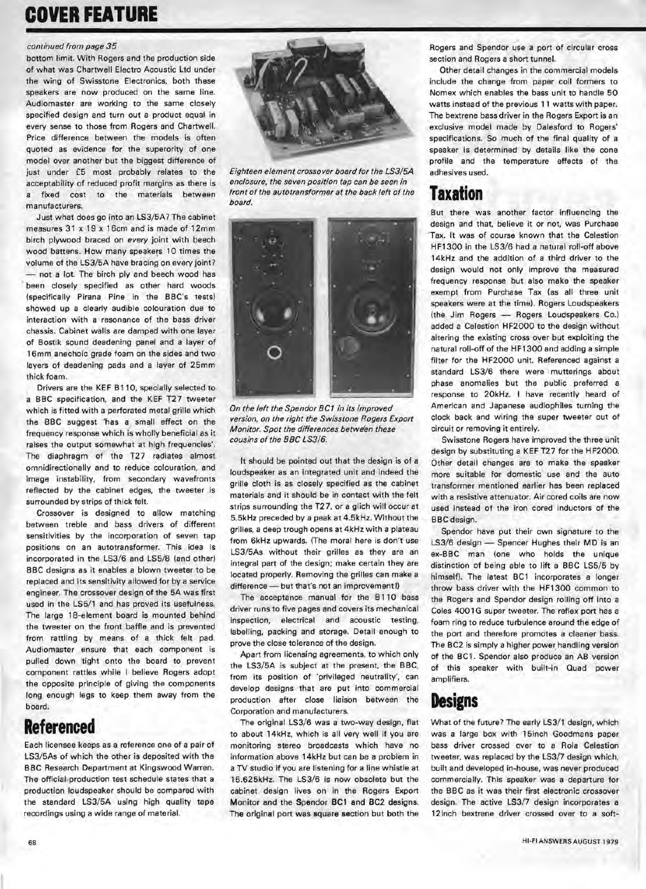*continued from page 35*

bottom limit. With Rogers and the production side of what was Chartwell Electro Acoustic Ltd under the wing of Swisstone Electronics, both these speakers are now produced on the same line. Audiomaster are working to the same closely specified design and turn out a product equal in every sense to those from Rogers and Chartwell. Price difference between the models is often quoted as evidence for the superority of one model over another but the biggest difference of just under £5 most probably relates to the acceptability of reduced profit margins as there is a fixed cost to the materials between manufacturers.

Just what does go into an LS3/5A? The cabinet measures 31 x 19 x 16cm and is made of 12mm birch plywood braced on *every* joint with beech wood battens. How many speakers 10 times the volume of the LS3/5A have bracing on every joint? — not a lot. The birch ply and beech wood has been closely specified as other hard woods (specifically Pirana Pine in the BBC's tests) showed up a clearly audible colouration due to interaction with a resonance of the bass driver chassis. Cabinet walls are damped with one layer of Bostik sound deadening panel and a layer of 16mm anechoic grade foam on the sides and two layers of deadening pads and a layer of 25mm thick foam.

Drivers are the KEF B110, specially selected to a BBC specification, and the KEF T27 tweeter which is fitted with a perforated metal grille which the BBC suggest 'has a small effect on the frequency response which is wholly beneficial as it raises the output somewhat at high frequencies'. The diaphragm of the T27 radiates almost omnidirectionally and to reduce colouration, and image instability, from secondary wavefronts reflected by the cabinet edges, the tweeter is surrounded by strips of thick felt.

Crossover is designed to allow matching between treble and bass drivers of different sensitivities by the incorporation of seven tap positions on an autotransformer. This idea is incorporated in the LS3/6 and LS5/8 (and other) BBC designs as it enables a blown tweeter to be replaced and its sensitivity allowed for by a service engineer. The crossover design of the 5A was first used in the LS5/1 and has proved its usefulness. The large 18-element board is mounted behind the tweeter on the front baffle and is prevented from rattling by means of a thick felt pad. Audiomaster ensure that each component is pulled down tight onto the board to prevent component rattles while I believe Rogers adopt the opposite principle of giving the components long enough legs to keep them away from the board.

## Referenced

Each licensee keeps as a reference one of a pair of LS3/5As of which the other is deposited with the BBC Research Department at Kingswood Warren. The official production test schedule states that a production loudspeaker should be compared with the standard LS3/5A using high quality tape recordings using a wide range of material.

*Eighteen element crossover board for the LS3/5A enclosure, the seven position tap can be seen in front of the autotransformer at the back left of the board.*

*On the left the Spendor BC1 in its improved version, on the right the Swisstone Rogers Export Monitor. Spot the differences between these cousins of the BBC LS3/6.*

It should be pointed out that the design is of a loudspeaker as an integrated unit and indeed the grille cloth is as closely specified as the cabinet materials and it should be in contact with the felt strips surrounding the T27, or a glich will occur at 5.5kHz preceded by a peak at 4.5kHz. Without the grilles, a deep trough opens at 4kHz with a plateau from 6kHz upwards. (The moral here is don't use LS3/5As without their grilles as they are an integral part of the design; make certain they are located properly. Removing the grilles can make a difference — but that's not an improvement!)

The acceptance manual for the B110 bass driver runs to five pages and covers its mechanical inspection, electrical and acoustic testing, labelling, packing and storage. Detail enough to prove the close tolerance of the design.

Apart from licensing agreements, to which only the LS3/5A is subject at the present, the BBC, from its position of 'privileged neutrality', can develop designs that are put into commercial production after close liaison between the Corporation and manufacturers.

The original LS3/6 was a two-way design, flat to about 14kHz, which is all very well if you are monitoring stereo broadcasts which have no information above 14kHz but can be a problem in a TV studio if you are listening for a line whistle at 15.625kHz. The LS3/6 is now obsolete but the cabinet design lives on in the Rogers Export Monitor and the Spendor BC1 and BC2 designs. The original port was square section but both the Rogers and Spendor use a port of circular cross section and Rogers a short tunnel.

Other detail changes in the commercial models include the change from paper coil formers to Nomex which enables the bass unit to handle 50 watts instead of the previous 11 watts with paper. The bextrene bass driver in the Rogers Export is an exclusive model made by Dalesford to Rogers' specifications. So much of the final quality of a speaker is determined by details like the cone profile and the temperature effects of the adhesives used.

## Taxation

But there was another factor influencing the design and that, believe it or not, was Purchase Tax. It was of course known that the Celestion HF1300 in the LS3/6 had a natural roll-off above 14kHz and the addition of a third driver to the design would not only improve the measured frequency response but also make the speaker exempt from Purchase Tax (as all three unit speakers were at the time). Rogers Loudspeakers (the Jim Rogers — Rogers Loudspeakers Co.) added a Celestion HF2000 to the design without altering the existing cross over but exploiting the natural roll-off of the HF1300 and adding a simple filter for the HF2000 unit. Referenced against a standard LS3/6 there were mutterings about phase anomalies but the public preferred a response to 20kHz. I have recently heard of American and Japanese audiophiles turning the clock back and wiring the super tweeter out of circuit or removing it entirely.

Swisstone Rogers have improved the three unit design by substituting a KEF T27 for the HF2000. Other detail changes are to make the speaker more suitable for domestic use and the auto transformer mentioned earlier has been replaced with a resistive attenuator. Air cored coils are now used instead of the iron cored inductors of the BBC design.

Spendor have put their own signature to the LS3/6 design — Spencer Hughes their MD is an ex-BBC man (one who holds the unique distinction of being able to lift a BBC LS5/5 by himself). The latest BC1 incorporates a longer throw bass driver with the HF1300 common to the Rogers and Spendor design rolling off into a Coles 4001G super tweeter. The reflex port has a foam ring to reduce turbulence around the edge of the port and therefore promotes a cleaner bass. The BC2 is simply a higher power handling version of the BC1. Spendor also produce an AB version of this speaker with built-in Quad power amplifiers.

## Designs

What of the future? The early LS3/1 design, which was a large box with 15inch Goodmans paper bass driver crossed over to a Rola Celestion tweeter, was replaced by the LS3/7 design which, built and developed in-house, was never produced commercially. This speaker was a departure for the BBC as it was their first electronic crossover design. The active LS3/7 design incorporates a 12inch bextrene driver crossed over to a soft-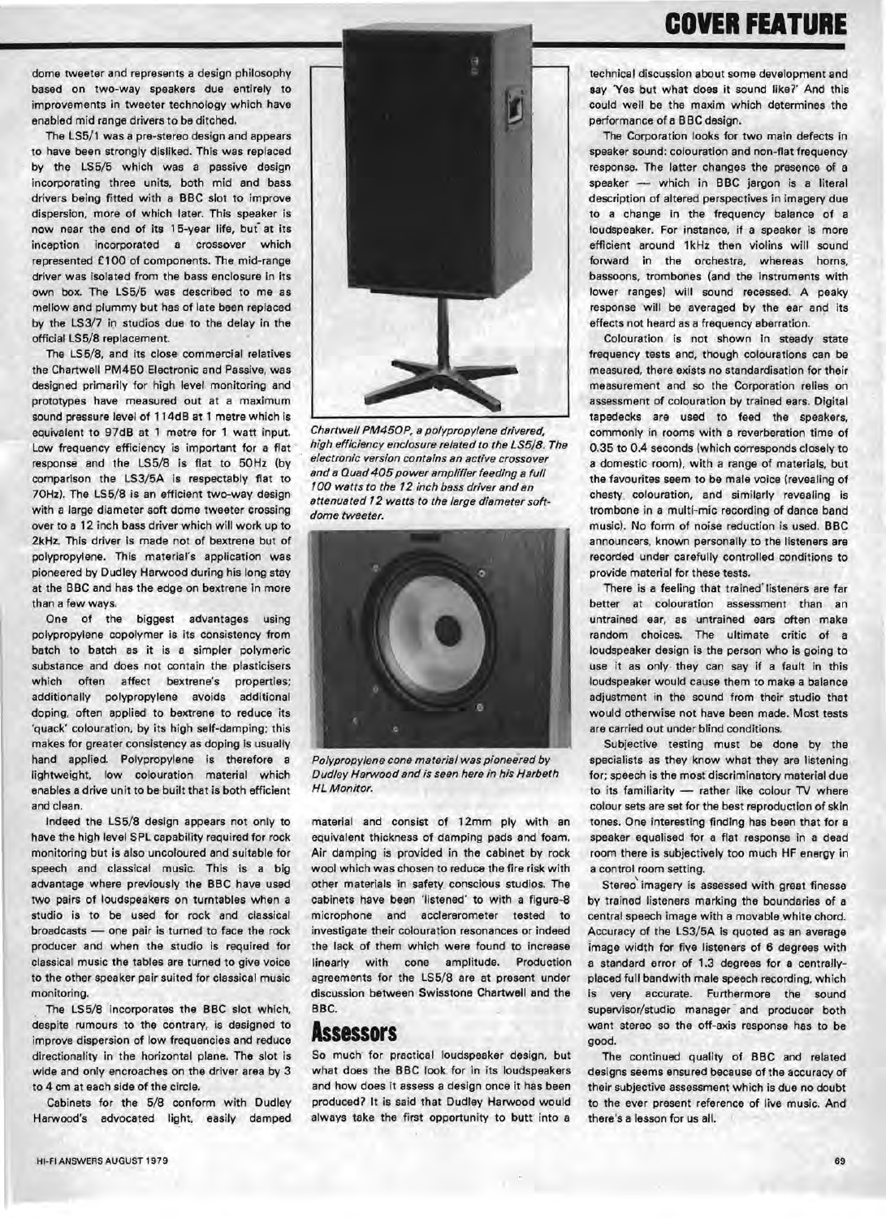dome tweeter and represents a design philosophy based on two-way speakers due entirely to improvements in tweeter technology which have enabled mid range drivers to be ditched.

The LS5/1 was a pre-stereo design and appears to have been strongly disliked. This was replaced by the LS5/5 which was a passive design incorporating three units, both mid and bass drivers being fitted with a BBC slot to improve dispersion, more of which later. This speaker is now near the end of its 15-year life, but at its inception incorporated a crossover which represented £100 of components. The mid-range driver was isolated from the bass enclosure in its own box. The LS5/5 was described to me as mellow and plummy but has of late been replaced by the LS3/7 in studios due to the delay in the official LS5/8 replacement.

The LS5/8, and its close commercial relatives the Chartwell PM450 Electronic and Passive, was designed primarily for high level monitoring and prototypes have measured out at a maximum sound pressure level of 114dB at 1 metre which is equivalent to 97dB at 1 metre for 1 watt input. Low frequency efficiency is important for a flat response and the LS5/8 is flat to 50Hz (by comparison the LS3/5A is respectably flat to 70Hz). The LS5/8 is an efficient two-way design with a large diameter soft dome tweeter crossing over to a 12 inch bass driver which will work up to 2kHz. This driver is made not of bextrene but of polypropylene. This material's application was pioneered by Dudley Harwood during his long stay at the BBC and has the edge on bextrene in more than a few ways.

One of the biggest advantages using polypropylene copolymer is its consistency from batch to batch as it is a simpler polymeric substance and does not contain the plasticisers which often affect bextrene's properties; additionally polypropylene avoids additional doping, often applied to bextrene to reduce its 'quack' colouration, by its high self-damping; this makes for greater consistency as doping is usually hand applied. Polypropylene is therefore a lightweight, low colouration material which enables a drive unit to be built that is both efficient and clean.

Indeed the LS5/8 design appears not only to have the high level SPL capability required for rock monitoring but is also uncoloured and suitable for speech and classical music. This is a big advantage where previously the BBC have used two pairs of loudspeakers on turntables when a studio is to be used for rock and classical broadcasts — one pair is turned to face the rock producer and when the studio is required for classical music the tables are turned to give voice to the other speaker pair suited for classical music monitoring.

The LS5/8 incorporates the BBC slot which, despite rumours to the contrary, is designed to improve dispersion of low frequencies and reduce directionality in the horizontal plane. The slot is wide and only encroaches on the driver area by 3 to 4 cm at each side of the circle.

Cabinets for the 5/8 conform with Dudley Harwood's advocated light, easily damped material and consist of 12mm ply with an equivalent thickness of damping pads and foam. Air damping is provided in the cabinet by rock wool which was chosen to reduce the fire risk with other materials in safety conscious studios. The cabinets have been 'listened' to with a figure-8 microphone and acclerometer tested to investigate their colouration resonances or indeed the lack of them which were found to increase linearly with cone amplitude. Production agreements for the LS5/8 are at present under discussion between Swisstone Chartwell and the BBC.

*Chartwell PM450P, a polypropylene drivered, high efficiency enclosure related to the LS5/8. The electronic version contains an active crossover and a Quad 405 power amplifier feeding a full 100 watts to the 12 inch bass driver and an attenuated 12 watts to the large diameter soft-dome tweeter.*

*Polypropylene cone material was pioneered by Dudley Harwood and is seen here in his Harbeth HL Monitor.*

## Assessors

So much for practical loudspeaker design, but what does the BBC look for in its loudspeakers and how does it assess a design once it has been produced? It is said that Dudley Harwood would always take the first opportunity to butt into a technical discussion about some development and say 'Yes but what does it sound like?' And this could well be the maxim which determines the performance of a BBC design.

The Corporation looks for two main defects in speaker sound: colouration and non-flat frequency response. The latter changes the presence of a speaker — which in BBC jargon is a literal description of altered perspectives in imagery due to a change in the frequency balance of a loudspeaker. For instance, if a speaker is more efficient around 1kHz then violins will sound forward in the orchestra, whereas horns, bassoons, trombones (and the instruments with lower ranges) will sound recessed. A peaky response will be averaged by the ear and its effects not heard as a frequency aberration.

Colouration is not shown in steady state frequency tests and, though colourations can be measured, there exists no standardisation for their measurement and so the Corporation relies on assessment of colouration by trained ears. Digital tapedecks are used to feed the speakers, commonly in rooms with a reverberation time of 0.35 to 0.4 seconds (which corresponds closely to a domestic room), with a range of materials, but the favourites seem to be male voice (revealing of chesty colouration, and similarly revealing is trombone in a multi-mic recording of dance band music). No form of noise reduction is used. BBC announcers, known personally to the listeners are recorded under carefully controlled conditions to provide material for these tests.

There is a feeling that trained listeners are far better at colouration assessment than an untrained ear, as untrained ears often make random choices. The ultimate critic of a loudspeaker design is the person who is going to use it as only they can say if a fault in this loudspeaker would cause them to make a balance adjustment in the sound from their studio that would otherwise not have been made. Most tests are carried out under blind conditions.

Subjective testing must be done by the specialists as they know what they are listening for; speech is the most discriminatory material due to its familiarity — rather like colour TV where colour sets are set for the best reproduction of skin tones. One interesting finding has been that for a speaker equalised for a flat response in a dead room there is subjectively too much HF energy in a control room setting.

Stereo imagery is assessed with great finesse by trained listeners marking the boundaries of a central speech image with a movable white chord. Accuracy of the LS3/5A is quoted as an average image width for five listeners of 6 degrees with a standard error of 1.3 degrees for a centrally-placed full bandwith male speech recording, which is very accurate. Furthermore the sound supervisor/studio manager and producer both want stereo so the off-axis response has to be good.

The continued quality of BBC and related designs seems ensured because of the accuracy of their subjective assessment which is due no doubt to the ever present reference of live music. And there's a lesson for us all.